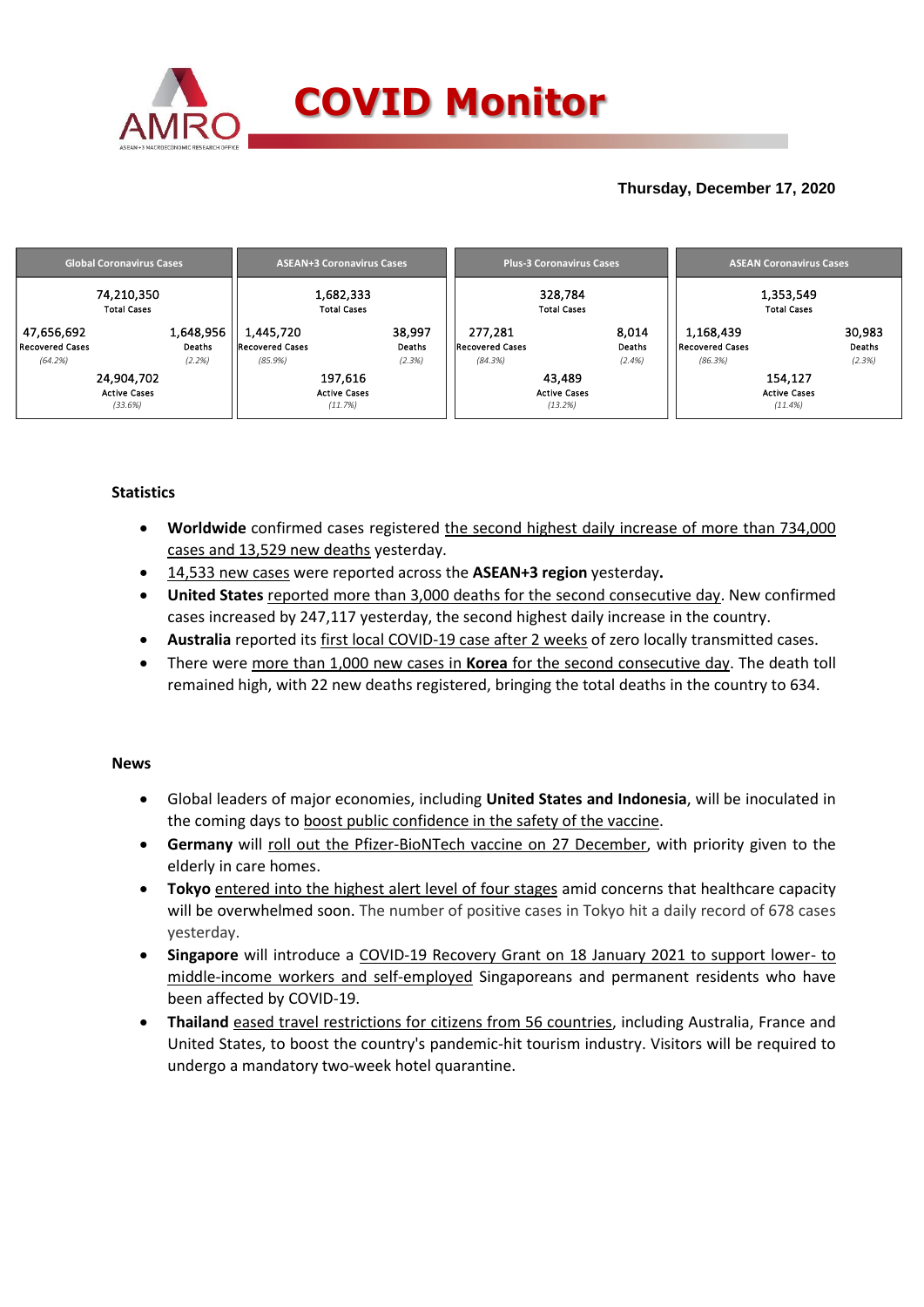# COVID Monitor

**Thursday, December 17, 2020**

| Global Coronavirus Cases | | ASEAN+3 Coronavirus Cases | | Plus-3 Coronavirus Cases | | ASEAN Coronavirus Cases | |
|---|---|---|---|---|---|---|---|
| 74,210,350 Total Cases | | 1,682,333 Total Cases | | 328,784 Total Cases | | 1,353,549 Total Cases | |
| 47,656,692 Recovered Cases *(64.2%)* | 1,648,956 Deaths *(2.2%)* | 1,445,720 Recovered Cases *(85.9%)* | 38,997 Deaths *(2.3%)* | 277,281 Recovered Cases *(84.3%)* | 8,014 Deaths *(2.4%)* | 1,168,439 Recovered Cases *(86.3%)* | 30,983 Deaths *(2.3%)* |
| 24,904,702 Active Cases *(33.6%)* | | 197,616 Active Cases *(11.7%)* | | 43,489 Active Cases *(13.2%)* | | 154,127 Active Cases *(11.4%)* | |

### Statistics

- **Worldwide** confirmed cases registered the second highest daily increase of more than 734,000 cases and 13,529 new deaths yesterday.
- 14,533 new cases were reported across the **ASEAN+3 region** yesterday**.**
- **United States** reported more than 3,000 deaths for the second consecutive day. New confirmed cases increased by 247,117 yesterday, the second highest daily increase in the country.
- **Australia** reported its first local COVID-19 case after 2 weeks of zero locally transmitted cases.
- There were more than 1,000 new cases in **Korea** for the second consecutive day. The death toll remained high, with 22 new deaths registered, bringing the total deaths in the country to 634.

### News

- Global leaders of major economies, including **United States and Indonesia**, will be inoculated in the coming days to boost public confidence in the safety of the vaccine.
- **Germany** will roll out the Pfizer-BioNTech vaccine on 27 December, with priority given to the elderly in care homes.
- **Tokyo** entered into the highest alert level of four stages amid concerns that healthcare capacity will be overwhelmed soon. The number of positive cases in Tokyo hit a daily record of 678 cases yesterday.
- **Singapore** will introduce a COVID-19 Recovery Grant on 18 January 2021 to support lower- to middle-income workers and self-employed Singaporeans and permanent residents who have been affected by COVID-19.
- **Thailand** eased travel restrictions for citizens from 56 countries, including Australia, France and United States, to boost the country's pandemic-hit tourism industry. Visitors will be required to undergo a mandatory two-week hotel quarantine.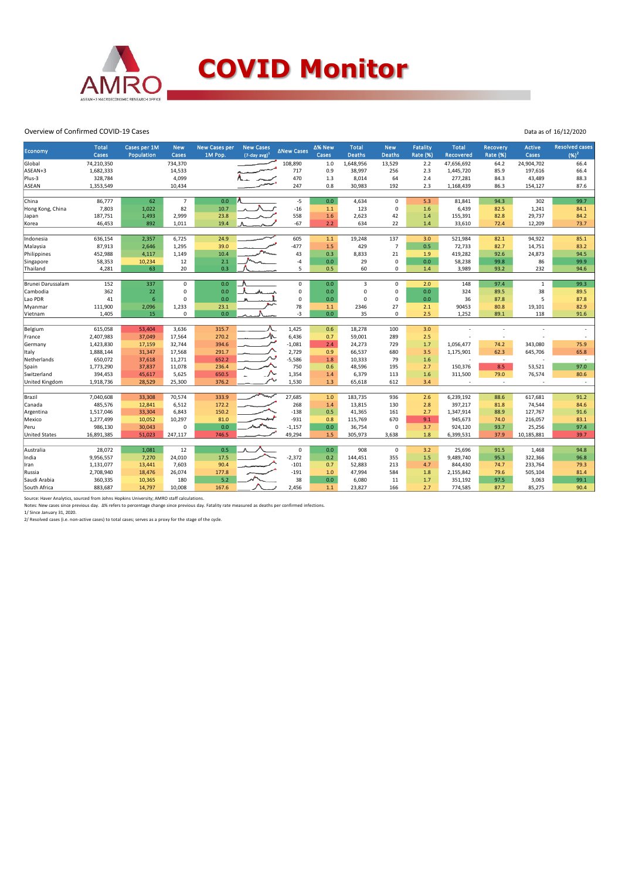# COVID Monitor

Overview of Confirmed COVID-19 Cases

Data as of 16/12/2020

| Economy | Total Cases | Cases per 1M Population | New Cases | New Cases per 1M Pop. | New Cases (7-day avg)[1] | ΔNew Cases | Δ% New Cases | Total Deaths | New Deaths | Fatality Rate (%) | Total Recovered | Recovery Rate (%) | Active Cases | Resolved cases (%)[2] |
|---|---|---|---|---|---|---|---|---|---|---|---|---|---|---|
| Global | 74,210,350 | | 734,370 | | | 108,890 | 1.0 | 1,648,956 | 13,529 | 2.2 | 47,656,692 | 64.2 | 24,904,702 | 66.4 |
| ASEAN+3 | 1,682,333 | | 14,533 | | | 717 | 0.9 | 38,997 | 256 | 2.3 | 1,445,720 | 85.9 | 197,616 | 66.4 |
| Plus-3 | 328,784 | | 4,099 | | | 470 | 1.3 | 8,014 | 64 | 2.4 | 277,281 | 84.3 | 43,489 | 88.3 |
| ASEAN | 1,353,549 | | 10,434 | | | 247 | 0.8 | 30,983 | 192 | 2.3 | 1,168,439 | 86.3 | 154,127 | 87.6 |
| | | | | | | | | | | | | | | |
| China | 86,777 | 62 | 7 | 0.0 | | -5 | 0.0 | 4,634 | 0 | 5.3 | 81,841 | 94.3 | 302 | 99.7 |
| Hong Kong, China | 7,803 | 1,022 | 82 | 10.7 | | -16 | 1.1 | 123 | 0 | 1.6 | 6,439 | 82.5 | 1,241 | 84.1 |
| Japan | 187,751 | 1,493 | 2,999 | 23.8 | | 558 | 1.6 | 2,623 | 42 | 1.4 | 155,391 | 82.8 | 29,737 | 84.2 |
| Korea | 46,453 | 892 | 1,011 | 19.4 | | -67 | 2.2 | 634 | 22 | 1.4 | 33,610 | 72.4 | 12,209 | 73.7 |
| | | | | | | | | | | | | | | |
| Indonesia | 636,154 | 2,357 | 6,725 | 24.9 | | 605 | 1.1 | 19,248 | 137 | 3.0 | 521,984 | 82.1 | 94,922 | 85.1 |
| Malaysia | 87,913 | 2,646 | 1,295 | 39.0 | | -477 | 1.5 | 429 | 7 | 0.5 | 72,733 | 82.7 | 14,751 | 83.2 |
| Philippines | 452,988 | 4,117 | 1,149 | 10.4 | | 43 | 0.3 | 8,833 | 21 | 1.9 | 419,282 | 92.6 | 24,873 | 94.5 |
| Singapore | 58,353 | 10,234 | 12 | 2.1 | | -4 | 0.0 | 29 | 0 | 0.0 | 58,238 | 99.8 | 86 | 99.9 |
| Thailand | 4,281 | 63 | 20 | 0.3 | | 5 | 0.5 | 60 | 0 | 1.4 | 3,989 | 93.2 | 232 | 94.6 |
| | | | | | | | | | | | | | | |
| Brunei Darussalam | 152 | 337 | 0 | 0.0 | | 0 | 0.0 | 3 | 0 | 2.0 | 148 | 97.4 | 1 | 99.3 |
| Cambodia | 362 | 22 | 0 | 0.0 | | 0 | 0.0 | 0 | 0 | 0.0 | 324 | 89.5 | 38 | 89.5 |
| Lao PDR | 41 | 6 | 0 | 0.0 | | 0 | 0.0 | 0 | 0 | 0.0 | 36 | 87.8 | 5 | 87.8 |
| Myanmar | 111,900 | 2,096 | 1,233 | 23.1 | | 78 | 1.1 | 2346 | 27 | 2.1 | 90453 | 80.8 | 19,101 | 82.9 |
| Vietnam | 1,405 | 15 | 0 | 0.0 | | -3 | 0.0 | 35 | 0 | 2.5 | 1,252 | 89.1 | 118 | 91.6 |
| | | | | | | | | | | | | | | |
| Belgium | 615,058 | 53,404 | 3,636 | 315.7 | | 1,425 | 0.6 | 18,278 | 100 | 3.0 | - | - | - | - |
| France | 2,407,983 | 37,049 | 17,564 | 270.2 | | 6,436 | 0.7 | 59,001 | 289 | 2.5 | - | - | - | - |
| Germany | 1,423,830 | 17,159 | 32,744 | 394.6 | | -1,081 | 2.4 | 24,273 | 729 | 1.7 | 1,056,477 | 74.2 | 343,080 | 75.9 |
| Italy | 1,888,144 | 31,347 | 17,568 | 291.7 | | 2,729 | 0.9 | 66,537 | 680 | 3.5 | 1,175,901 | 62.3 | 645,706 | 65.8 |
| Netherlands | 650,072 | 37,618 | 11,271 | 652.2 | | -5,586 | 1.8 | 10,333 | 79 | 1.6 | - | - | - | - |
| Spain | 1,773,290 | 37,837 | 11,078 | 236.4 | | 750 | 0.6 | 48,596 | 195 | 2.7 | 150,376 | 8.5 | 53,521 | 97.0 |
| Switzerland | 394,453 | 45,617 | 5,625 | 650.5 | | 1,354 | 1.4 | 6,379 | 113 | 1.6 | 311,500 | 79.0 | 76,574 | 80.6 |
| United Kingdom | 1,918,736 | 28,529 | 25,300 | 376.2 | | 1,530 | 1.3 | 65,618 | 612 | 3.4 | - | - | - | - |
| | | | | | | | | | | | | | | |
| Brazil | 7,040,608 | 33,308 | 70,574 | 333.9 | | 27,685 | 1.0 | 183,735 | 936 | 2.6 | 6,239,192 | 88.6 | 617,681 | 91.2 |
| Canada | 485,576 | 12,841 | 6,512 | 172.2 | | 268 | 1.4 | 13,815 | 130 | 2.8 | 397,217 | 81.8 | 74,544 | 84.6 |
| Argentina | 1,517,046 | 33,304 | 6,843 | 150.2 | | -138 | 0.5 | 41,365 | 161 | 2.7 | 1,347,914 | 88.9 | 127,767 | 91.6 |
| Mexico | 1,277,499 | 10,052 | 10,297 | 81.0 | | -931 | 0.8 | 115,769 | 670 | 9.1 | 945,673 | 74.0 | 216,057 | 83.1 |
| Peru | 986,130 | 30,043 | 0 | 0.0 | | -1,157 | 0.0 | 36,754 | 0 | 3.7 | 924,120 | 93.7 | 25,256 | 97.4 |
| United States | 16,891,385 | 51,023 | 247,117 | 746.5 | | 49,294 | 1.5 | 305,973 | 3,638 | 1.8 | 6,399,531 | 37.9 | 10,185,881 | 39.7 |
| | | | | | | | | | | | | | | |
| Australia | 28,072 | 1,081 | 12 | 0.5 | | 0 | 0.0 | 908 | 0 | 3.2 | 25,696 | 91.5 | 1,468 | 94.8 |
| India | 9,956,557 | 7,270 | 24,010 | 17.5 | | -2,372 | 0.2 | 144,451 | 355 | 1.5 | 9,489,740 | 95.3 | 322,366 | 96.8 |
| Iran | 1,131,077 | 13,441 | 7,603 | 90.4 | | -101 | 0.7 | 52,883 | 213 | 4.7 | 844,430 | 74.7 | 233,764 | 79.3 |
| Russia | 2,708,940 | 18,476 | 26,074 | 177.8 | | -191 | 1.0 | 47,994 | 584 | 1.8 | 2,155,842 | 79.6 | 505,104 | 81.4 |
| Saudi Arabia | 360,335 | 10,365 | 180 | 5.2 | | 38 | 0.0 | 6,080 | 11 | 1.7 | 351,192 | 97.5 | 3,063 | 99.1 |
| South Africa | 883,687 | 14,797 | 10,008 | 167.6 | | 2,456 | 1.1 | 23,827 | 166 | 2.7 | 774,585 | 87.7 | 85,275 | 90.4 |

Source: Haver Analytics, sourced from Johns Hopkins University; AMRO staff calculations.

Notes: New cases since previous day. Δ% refers to percentage change since previous day. Fatality rate measured as deaths per confirmed infections.

1/ Since January 31, 2020.

2/ Resolved cases (i.e. non-active cases) to total cases; serves as a proxy for the stage of the cycle.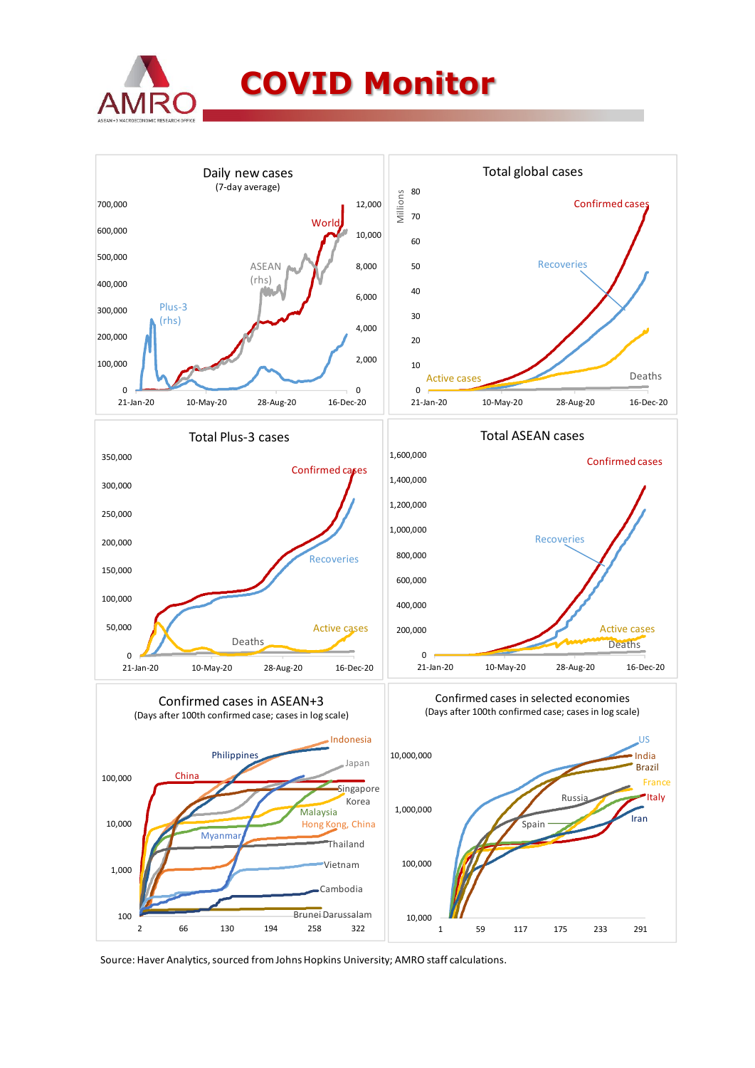# COVID Monitor

AMRO
ASEAN+3 MACROECONOMIC RESEARCH OFFICE

## Daily new cases
(7-day average)

700,000
600,000
500,000
400,000
300,000
200,000
100,000
0

12,000
10,000
8,000
6,000
4,000
2,000
0

World
ASEAN (rhs)
Plus-3 (rhs)

21-Jan-20 10-May-20 28-Aug-20 16-Dec-20

## Total global cases

Millions

80
70
60
50
40
30
20
10
0

Confirmed cases
Recoveries
Active cases
Deaths

21-Jan-20 10-May-20 28-Aug-20 16-Dec-20

## Total Plus-3 cases

350,000
300,000
250,000
200,000
150,000
100,000
50,000
0

Confirmed cases
Recoveries
Active cases
Deaths

21-Jan-20 10-May-20 28-Aug-20 16-Dec-20

## Total ASEAN cases

1,600,000
1,400,000
1,200,000
1,000,000
800,000
600,000
400,000
200,000
0

Confirmed cases
Recoveries
Active cases
Deaths

21-Jan-20 10-May-20 28-Aug-20 16-Dec-20

## Confirmed cases in ASEAN+3
(Days after 100th confirmed case; cases in log scale)

100,000
10,000
1,000
100

Indonesia
Philippines
Japan
China
Singapore
Korea
Malaysia
Hong Kong, China
Myanmar
Thailand
Vietnam
Cambodia
Brunei Darussalam

2 66 130 194 258 322

## Confirmed cases in selected economies
(Days after 100th confirmed case; cases in log scale)

10,000,000
1,000,000
100,000
10,000

US
India
Brazil
France
Russia
Italy
Spain
Iran

1 59 117 175 233 291

Source: Haver Analytics, sourced from Johns Hopkins University; AMRO staff calculations.